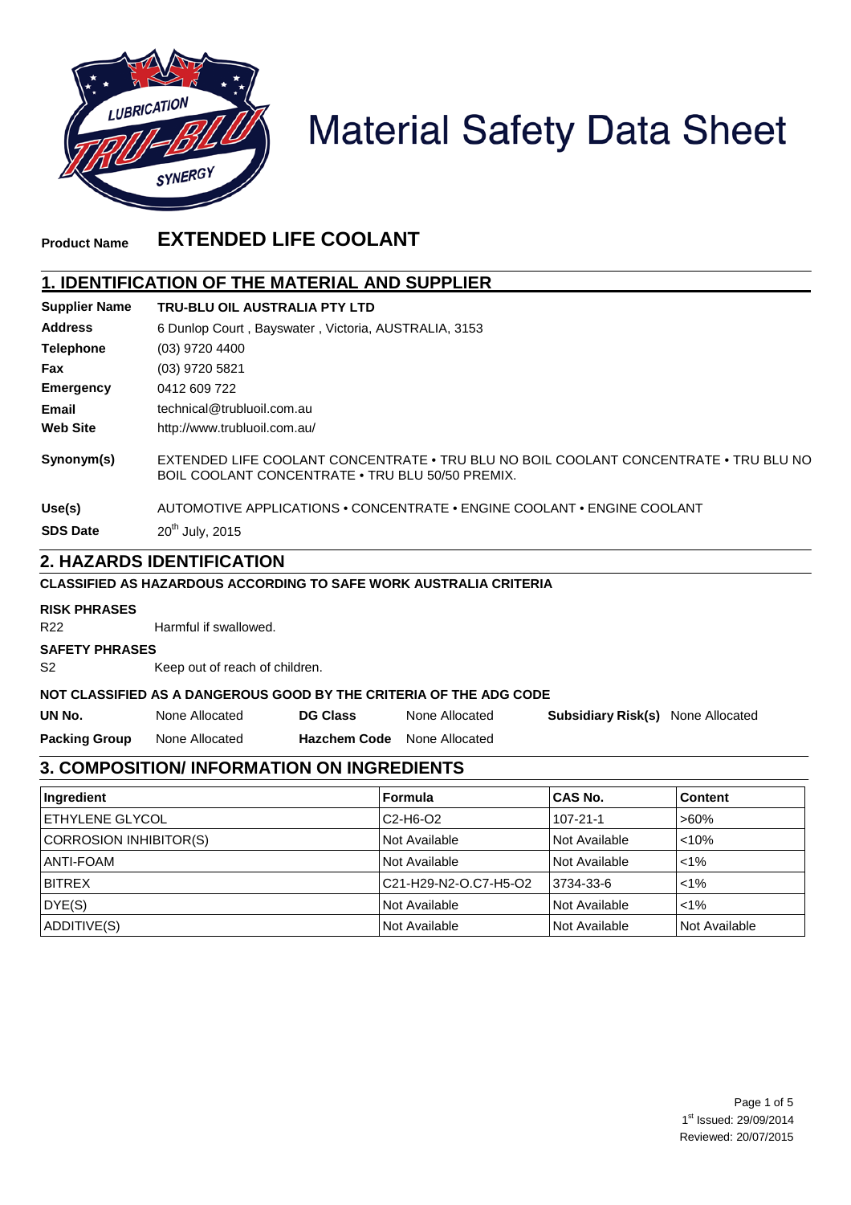# Material Safety Data Sheet

**Product Name** **EXTENDED LIFE COOLANT**

## 1. IDENTIFICATION OF THE MATERIAL AND SUPPLIER

| | |
|---|---|
| **Supplier Name** | **TRU-BLU OIL AUSTRALIA PTY LTD** |
| **Address** | 6 Dunlop Court , Bayswater , Victoria, AUSTRALIA, 3153 |
| **Telephone** | (03) 9720 4400 |
| **Fax** | (03) 9720 5821 |
| **Emergency** | 0412 609 722 |
| **Email** | technical@trubluoil.com.au |
| **Web Site** | http://www.trubluoil.com.au/ |
| **Synonym(s)** | EXTENDED LIFE COOLANT CONCENTRATE • TRU BLU NO BOIL COOLANT CONCENTRATE • TRU BLU NO BOIL COOLANT CONCENTRATE • TRU BLU 50/50 PREMIX. |
| **Use(s)** | AUTOMOTIVE APPLICATIONS • CONCENTRATE • ENGINE COOLANT • ENGINE COOLANT |
| **SDS Date** | 20th July, 2015 |

## 2. HAZARDS IDENTIFICATION

**CLASSIFIED AS HAZARDOUS ACCORDING TO SAFE WORK AUSTRALIA CRITERIA**

**RISK PHRASES**

R22 Harmful if swallowed.

**SAFETY PHRASES**

S2 Keep out of reach of children.

**NOT CLASSIFIED AS A DANGEROUS GOOD BY THE CRITERIA OF THE ADG CODE**

| | | | | | |
|---|---|---|---|---|---|
| **UN No.** | None Allocated | **DG Class** | None Allocated | **Subsidiary Risk(s)** | None Allocated |
| **Packing Group** | None Allocated | **Hazchem Code** | None Allocated | | |

## 3. COMPOSITION/ INFORMATION ON INGREDIENTS

| Ingredient | Formula | CAS No. | Content |
|---|---|---|---|
| ETHYLENE GLYCOL | C2-H6-O2 | 107-21-1 | >60% |
| CORROSION INHIBITOR(S) | Not Available | Not Available | <10% |
| ANTI-FOAM | Not Available | Not Available | <1% |
| BITREX | C21-H29-N2-O.C7-H5-O2 | 3734-33-6 | <1% |
| DYE(S) | Not Available | Not Available | <1% |
| ADDITIVE(S) | Not Available | Not Available | Not Available |

1st Issued: 29/09/2014
Reviewed: 20/07/2015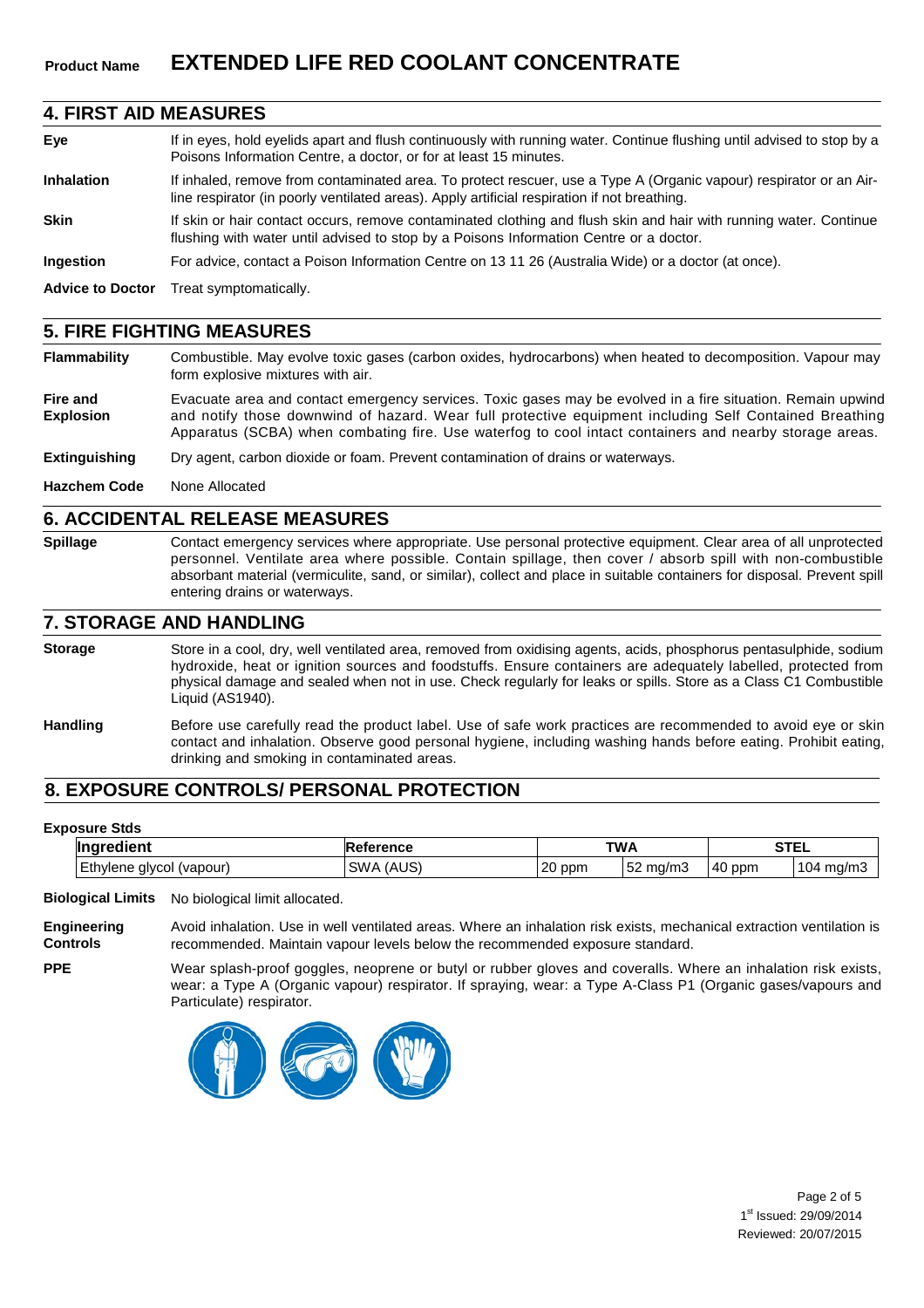**Product Name** **EXTENDED LIFE RED COOLANT CONCENTRATE**

## 4. FIRST AID MEASURES

**Eye** If in eyes, hold eyelids apart and flush continuously with running water. Continue flushing until advised to stop by a Poisons Information Centre, a doctor, or for at least 15 minutes.

**Inhalation** If inhaled, remove from contaminated area. To protect rescuer, use a Type A (Organic vapour) respirator or an Air-line respirator (in poorly ventilated areas). Apply artificial respiration if not breathing.

**Skin** If skin or hair contact occurs, remove contaminated clothing and flush skin and hair with running water. Continue flushing with water until advised to stop by a Poisons Information Centre or a doctor.

**Ingestion** For advice, contact a Poison Information Centre on 13 11 26 (Australia Wide) or a doctor (at once).

**Advice to Doctor** Treat symptomatically.

## 5. FIRE FIGHTING MEASURES

**Flammability** Combustible. May evolve toxic gases (carbon oxides, hydrocarbons) when heated to decomposition. Vapour may form explosive mixtures with air.

**Fire and Explosion** Evacuate area and contact emergency services. Toxic gases may be evolved in a fire situation. Remain upwind and notify those downwind of hazard. Wear full protective equipment including Self Contained Breathing Apparatus (SCBA) when combating fire. Use waterfog to cool intact containers and nearby storage areas.

**Extinguishing** Dry agent, carbon dioxide or foam. Prevent contamination of drains or waterways.

**Hazchem Code** None Allocated

## 6. ACCIDENTAL RELEASE MEASURES

**Spillage** Contact emergency services where appropriate. Use personal protective equipment. Clear area of all unprotected personnel. Ventilate area where possible. Contain spillage, then cover / absorb spill with non-combustible absorbant material (vermiculite, sand, or similar), collect and place in suitable containers for disposal. Prevent spill entering drains or waterways.

## 7. STORAGE AND HANDLING

**Storage** Store in a cool, dry, well ventilated area, removed from oxidising agents, acids, phosphorus pentasulphide, sodium hydroxide, heat or ignition sources and foodstuffs. Ensure containers are adequately labelled, protected from physical damage and sealed when not in use. Check regularly for leaks or spills. Store as a Class C1 Combustible Liquid (AS1940).

**Handling** Before use carefully read the product label. Use of safe work practices are recommended to avoid eye or skin contact and inhalation. Observe good personal hygiene, including washing hands before eating. Prohibit eating, drinking and smoking in contaminated areas.

## 8. EXPOSURE CONTROLS/ PERSONAL PROTECTION

**Exposure Stds**

| Ingredient | Reference | TWA | | STEL | |
|---|---|---|---|---|---|
| Ethylene glycol (vapour) | SWA (AUS) | 20 ppm | 52 mg/m3 | 40 ppm | 104 mg/m3 |

**Biological Limits** No biological limit allocated.

**Engineering Controls** Avoid inhalation. Use in well ventilated areas. Where an inhalation risk exists, mechanical extraction ventilation is recommended. Maintain vapour levels below the recommended exposure standard.

**PPE** Wear splash-proof goggles, neoprene or butyl or rubber gloves and coveralls. Where an inhalation risk exists, wear: a Type A (Organic vapour) respirator. If spraying, wear: a Type A-Class P1 (Organic gases/vapours and Particulate) respirator.

1st Issued: 29/09/2014
Reviewed: 20/07/2015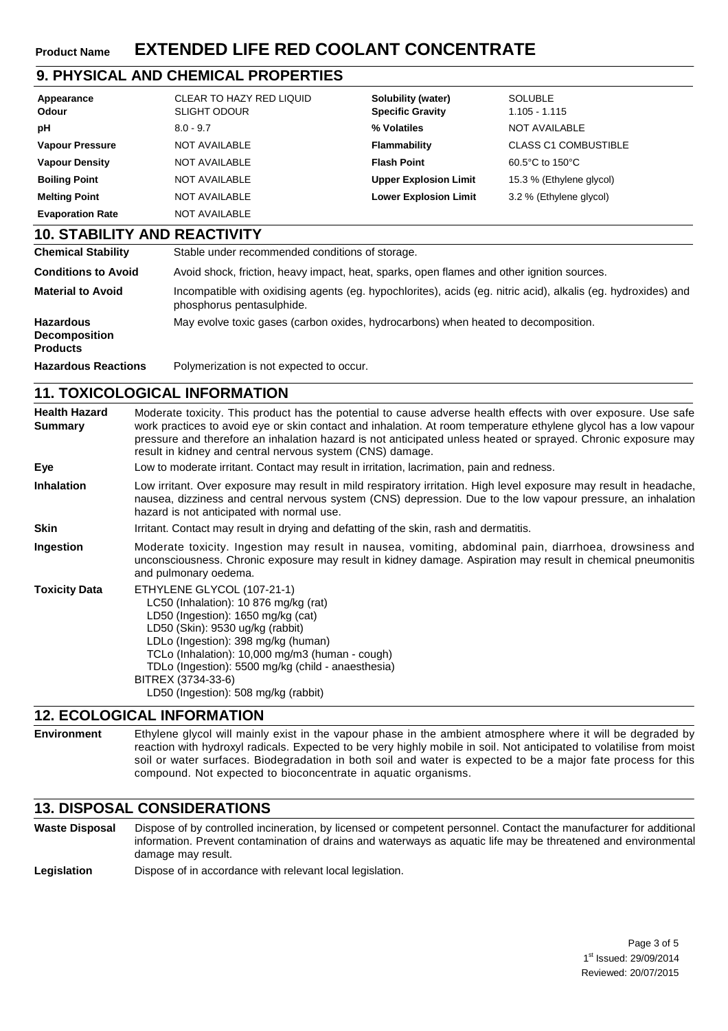**Product Name** **EXTENDED LIFE RED COOLANT CONCENTRATE**

## 9. PHYSICAL AND CHEMICAL PROPERTIES

| | | | |
|---|---|---|---|
| **Appearance** | CLEAR TO HAZY RED LIQUID | **Solubility (water)** | SOLUBLE |
| **Odour** | SLIGHT ODOUR | **Specific Gravity** | 1.105 - 1.115 |
| **pH** | 8.0 - 9.7 | **% Volatiles** | NOT AVAILABLE |
| **Vapour Pressure** | NOT AVAILABLE | **Flammability** | CLASS C1 COMBUSTIBLE |
| **Vapour Density** | NOT AVAILABLE | **Flash Point** | 60.5°C to 150°C |
| **Boiling Point** | NOT AVAILABLE | **Upper Explosion Limit** | 15.3 % (Ethylene glycol) |
| **Melting Point** | NOT AVAILABLE | **Lower Explosion Limit** | 3.2 % (Ethylene glycol) |
| **Evaporation Rate** | NOT AVAILABLE | | |

## 10. STABILITY AND REACTIVITY

**Chemical Stability** Stable under recommended conditions of storage.

**Conditions to Avoid** Avoid shock, friction, heavy impact, heat, sparks, open flames and other ignition sources.

**Material to Avoid** Incompatible with oxidising agents (eg. hypochlorites), acids (eg. nitric acid), alkalis (eg. hydroxides) and phosphorus pentasulphide.

**Hazardous Decomposition Products** May evolve toxic gases (carbon oxides, hydrocarbons) when heated to decomposition.

**Hazardous Reactions** Polymerization is not expected to occur.

## 11. TOXICOLOGICAL INFORMATION

**Health Hazard Summary** Moderate toxicity. This product has the potential to cause adverse health effects with over exposure. Use safe work practices to avoid eye or skin contact and inhalation. At room temperature ethylene glycol has a low vapour pressure and therefore an inhalation hazard is not anticipated unless heated or sprayed. Chronic exposure may result in kidney and central nervous system (CNS) damage.

**Eye** Low to moderate irritant. Contact may result in irritation, lacrimation, pain and redness.

**Inhalation** Low irritant. Over exposure may result in mild respiratory irritation. High level exposure may result in headache, nausea, dizziness and central nervous system (CNS) depression. Due to the low vapour pressure, an inhalation hazard is not anticipated with normal use.

**Skin** Irritant. Contact may result in drying and defatting of the skin, rash and dermatitis.

**Ingestion** Moderate toxicity. Ingestion may result in nausea, vomiting, abdominal pain, diarrhoea, drowsiness and unconsciousness. Chronic exposure may result in kidney damage. Aspiration may result in chemical pneumonitis and pulmonary oedema.

**Toxicity Data**

ETHYLENE GLYCOL (107-21-1)
- LC50 (Inhalation): 10 876 mg/kg (rat)
- LD50 (Ingestion): 1650 mg/kg (cat)
- LD50 (Skin): 9530 ug/kg (rabbit)
- LDLo (Ingestion): 398 mg/kg (human)
- TCLo (Inhalation): 10,000 mg/m3 (human - cough)
- TDLo (Ingestion): 5500 mg/kg (child - anaesthesia)

BITREX (3734-33-6)
- LD50 (Ingestion): 508 mg/kg (rabbit)

## 12. ECOLOGICAL INFORMATION

**Environment** Ethylene glycol will mainly exist in the vapour phase in the ambient atmosphere where it will be degraded by reaction with hydroxyl radicals. Expected to be very highly mobile in soil. Not anticipated to volatilise from moist soil or water surfaces. Biodegradation in both soil and water is expected to be a major fate process for this compound. Not expected to bioconcentrate in aquatic organisms.

## 13. DISPOSAL CONSIDERATIONS

**Waste Disposal** Dispose of by controlled incineration, by licensed or competent personnel. Contact the manufacturer for additional information. Prevent contamination of drains and waterways as aquatic life may be threatened and environmental damage may result.

**Legislation** Dispose of in accordance with relevant local legislation.

1st Issued: 29/09/2014
Reviewed: 20/07/2015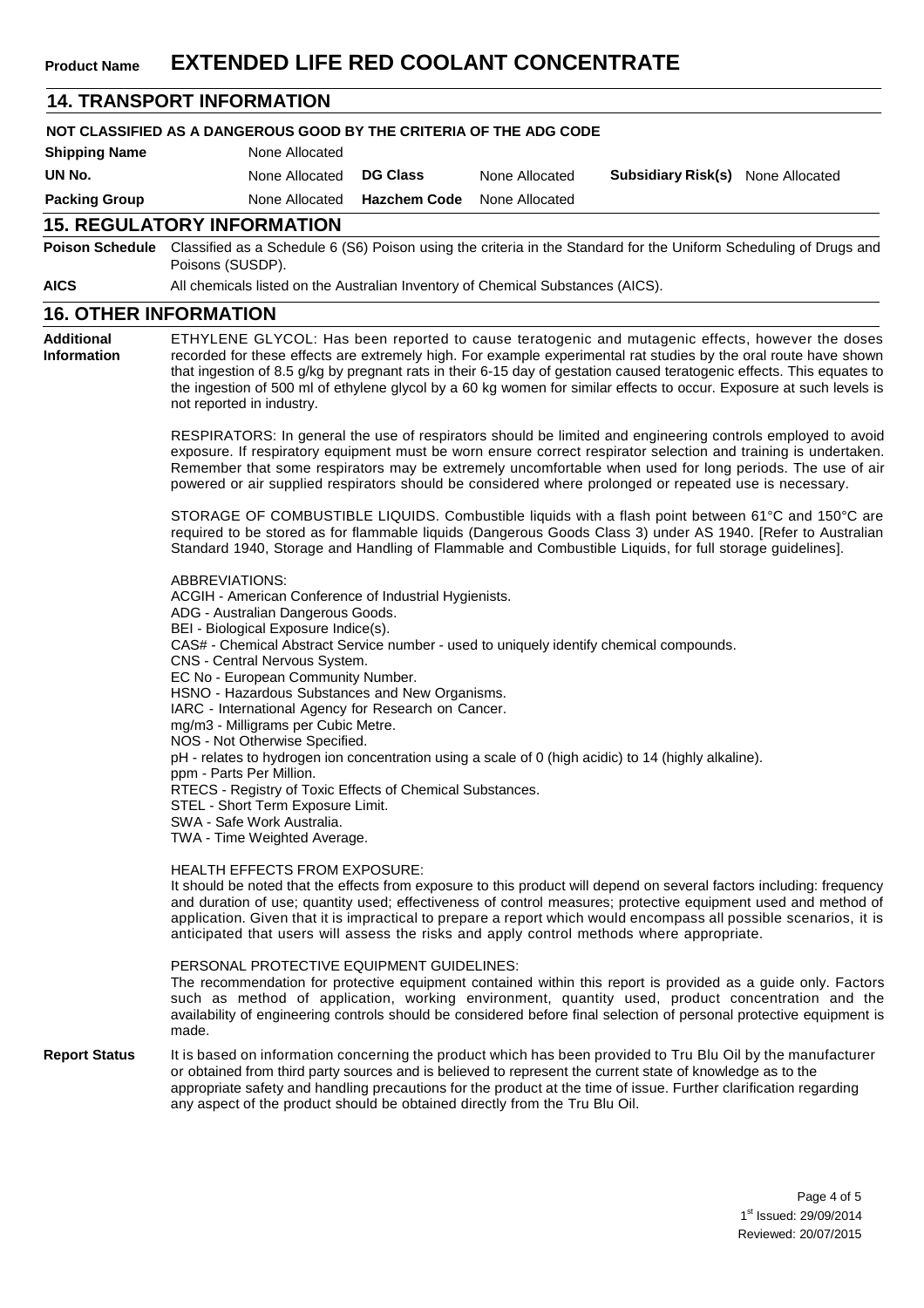**Product Name** **EXTENDED LIFE RED COOLANT CONCENTRATE**

## 14. TRANSPORT INFORMATION

**NOT CLASSIFIED AS A DANGEROUS GOOD BY THE CRITERIA OF THE ADG CODE**

| | | | | | |
|---|---|---|---|---|---|
| **Shipping Name** | None Allocated | | | | |
| **UN No.** | None Allocated | **DG Class** | None Allocated | **Subsidiary Risk(s)** | None Allocated |
| **Packing Group** | None Allocated | **Hazchem Code** | None Allocated | | |

## 15. REGULATORY INFORMATION

**Poison Schedule** Classified as a Schedule 6 (S6) Poison using the criteria in the Standard for the Uniform Scheduling of Drugs and Poisons (SUSDP).

**AICS** All chemicals listed on the Australian Inventory of Chemical Substances (AICS).

## 16. OTHER INFORMATION

**Additional Information**

ETHYLENE GLYCOL: Has been reported to cause teratogenic and mutagenic effects, however the doses recorded for these effects are extremely high. For example experimental rat studies by the oral route have shown that ingestion of 8.5 g/kg by pregnant rats in their 6-15 day of gestation caused teratogenic effects. This equates to the ingestion of 500 ml of ethylene glycol by a 60 kg women for similar effects to occur. Exposure at such levels is not reported in industry.

RESPIRATORS: In general the use of respirators should be limited and engineering controls employed to avoid exposure. If respiratory equipment must be worn ensure correct respirator selection and training is undertaken. Remember that some respirators may be extremely uncomfortable when used for long periods. The use of air powered or air supplied respirators should be considered where prolonged or repeated use is necessary.

STORAGE OF COMBUSTIBLE LIQUIDS. Combustible liquids with a flash point between 61°C and 150°C are required to be stored as for flammable liquids (Dangerous Goods Class 3) under AS 1940. [Refer to Australian Standard 1940, Storage and Handling of Flammable and Combustible Liquids, for full storage guidelines].

ABBREVIATIONS:
ACGIH - American Conference of Industrial Hygienists.
ADG - Australian Dangerous Goods.
BEI - Biological Exposure Indice(s).
CAS# - Chemical Abstract Service number - used to uniquely identify chemical compounds.
CNS - Central Nervous System.
EC No - European Community Number.
HSNO - Hazardous Substances and New Organisms.
IARC - International Agency for Research on Cancer.
mg/m3 - Milligrams per Cubic Metre.
NOS - Not Otherwise Specified.
pH - relates to hydrogen ion concentration using a scale of 0 (high acidic) to 14 (highly alkaline).
ppm - Parts Per Million.
RTECS - Registry of Toxic Effects of Chemical Substances.
STEL - Short Term Exposure Limit.
SWA - Safe Work Australia.
TWA - Time Weighted Average.

HEALTH EFFECTS FROM EXPOSURE:
It should be noted that the effects from exposure to this product will depend on several factors including: frequency and duration of use; quantity used; effectiveness of control measures; protective equipment used and method of application. Given that it is impractical to prepare a report which would encompass all possible scenarios, it is anticipated that users will assess the risks and apply control methods where appropriate.

PERSONAL PROTECTIVE EQUIPMENT GUIDELINES:
The recommendation for protective equipment contained within this report is provided as a guide only. Factors such as method of application, working environment, quantity used, product concentration and the availability of engineering controls should be considered before final selection of personal protective equipment is made.

**Report Status** It is based on information concerning the product which has been provided to Tru Blu Oil by the manufacturer or obtained from third party sources and is believed to represent the current state of knowledge as to the appropriate safety and handling precautions for the product at the time of issue. Further clarification regarding any aspect of the product should be obtained directly from the Tru Blu Oil.

1st Issued: 29/09/2014
Reviewed: 20/07/2015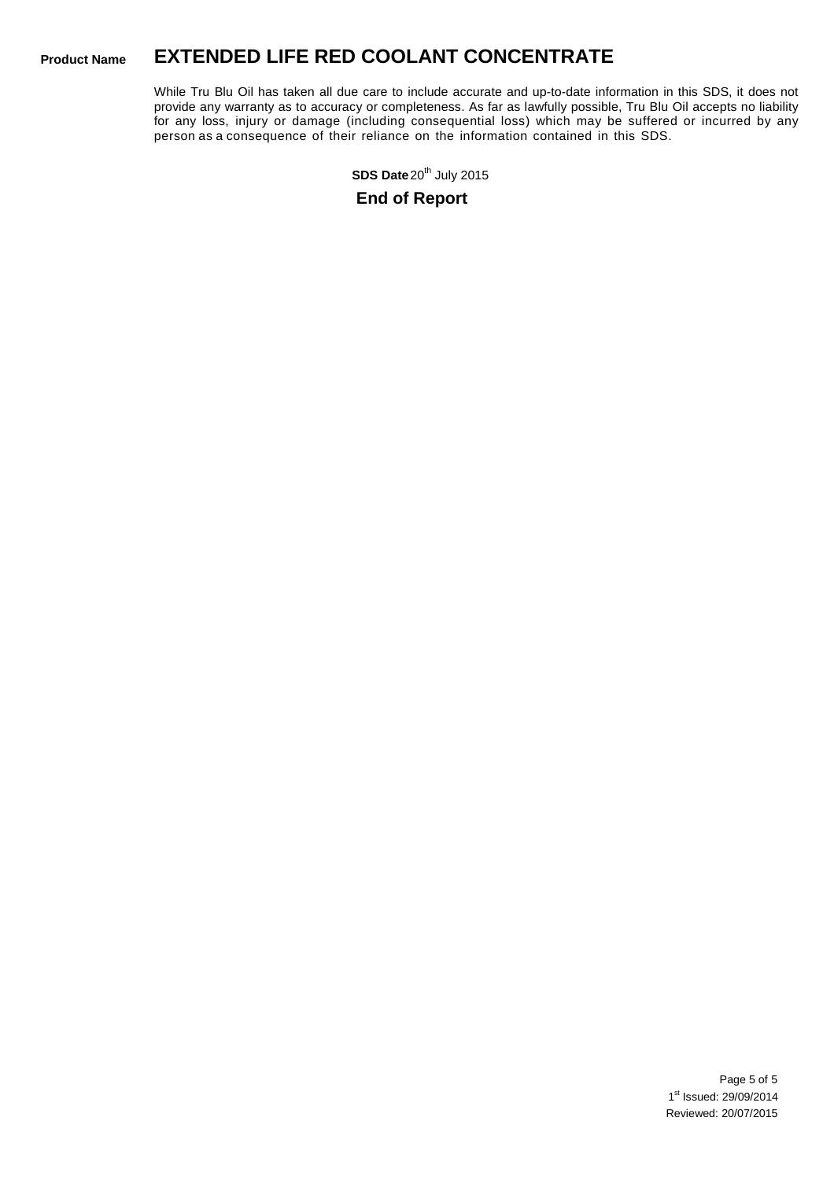**Product Name** **EXTENDED LIFE RED COOLANT CONCENTRATE**

While Tru Blu Oil has taken all due care to include accurate and up-to-date information in this SDS, it does not provide any warranty as to accuracy or completeness. As far as lawfully possible, Tru Blu Oil accepts no liability for any loss, injury or damage (including consequential loss) which may be suffered or incurred by any person as a consequence of their reliance on the information contained in this SDS.

**SDS Date** $20^{th}$ July 2015

**End of Report**

$1^{st}$ Issued: 29/09/2014
Reviewed: 20/07/2015